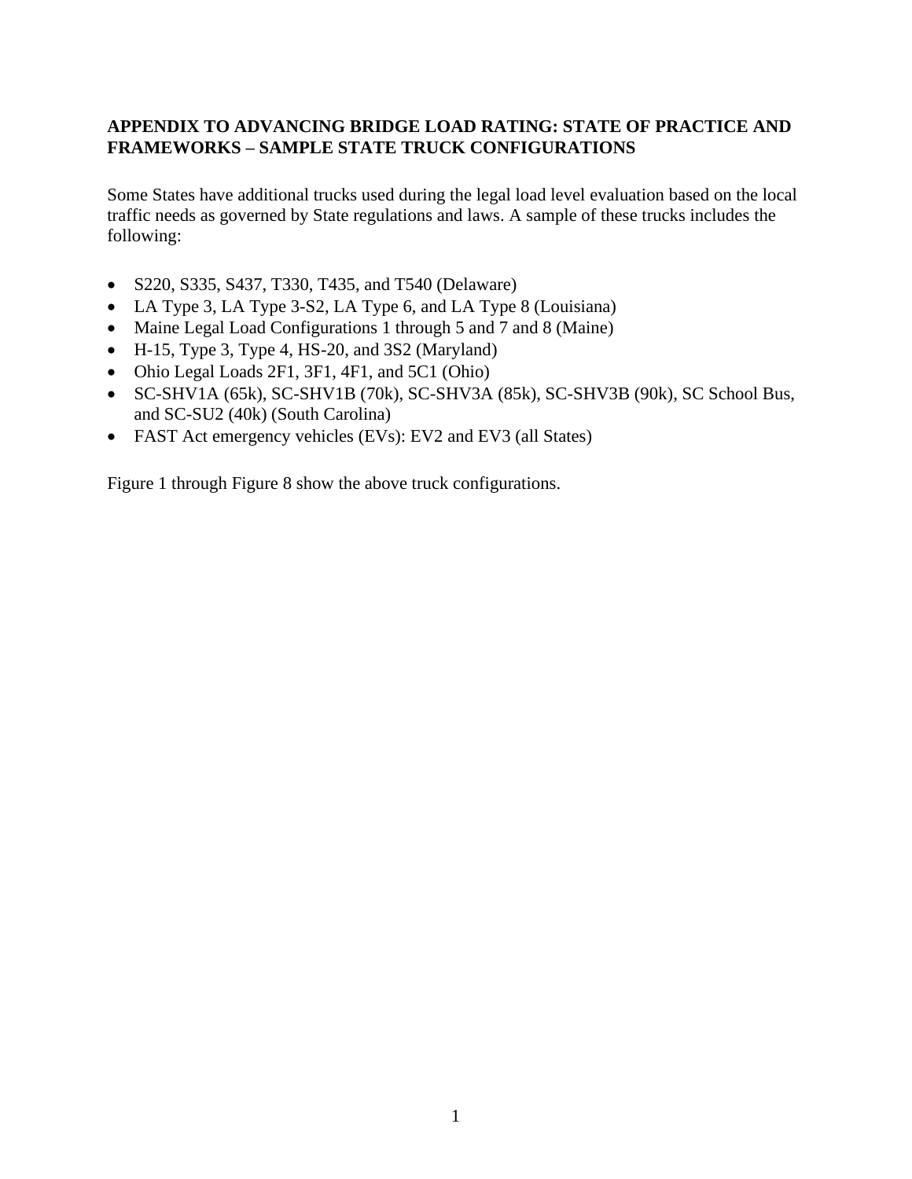# APPENDIX TO ADVANCING BRIDGE LOAD RATING: STATE OF PRACTICE AND FRAMEWORKS – SAMPLE STATE TRUCK CONFIGURATIONS

Some States have additional trucks used during the legal load level evaluation based on the local traffic needs as governed by State regulations and laws. A sample of these trucks includes the following:

- S220, S335, S437, T330, T435, and T540 (Delaware)
- LA Type 3, LA Type 3-S2, LA Type 6, and LA Type 8 (Louisiana)
- Maine Legal Load Configurations 1 through 5 and 7 and 8 (Maine)
- H-15, Type 3, Type 4, HS-20, and 3S2 (Maryland)
- Ohio Legal Loads 2F1, 3F1, 4F1, and 5C1 (Ohio)
- SC-SHV1A (65k), SC-SHV1B (70k), SC-SHV3A (85k), SC-SHV3B (90k), SC School Bus, and SC-SU2 (40k) (South Carolina)
- FAST Act emergency vehicles (EVs): EV2 and EV3 (all States)

Figure 1 through Figure 8 show the above truck configurations.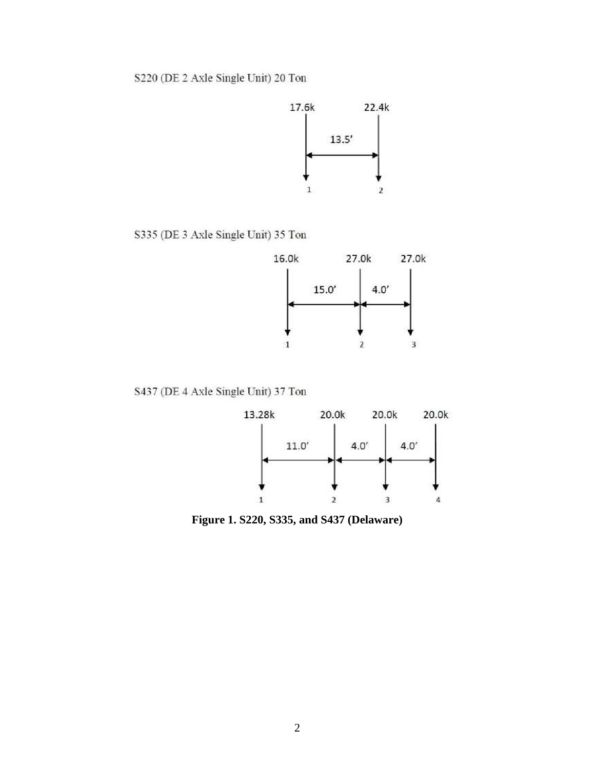S220 (DE 2 Axle Single Unit) 20 Ton

| Axle | 1 | 2 |
|---|---|---|
| Load | 17.6k | 22.4k |
| Spacing | | 13.5′ |

S335 (DE 3 Axle Single Unit) 35 Ton

| Axle | 1 | 2 | 3 |
|---|---|---|---|
| Load | 16.0k | 27.0k | 27.0k |
| Spacing | | 15.0′ | 4.0′ |

S437 (DE 4 Axle Single Unit) 37 Ton

| Axle | 1 | 2 | 3 | 4 |
|---|---|---|---|---|
| Load | 13.28k | 20.0k | 20.0k | 20.0k |
| Spacing | | 11.0′ | 4.0′ | 4.0′ |

**Figure 1. S220, S335, and S437 (Delaware)**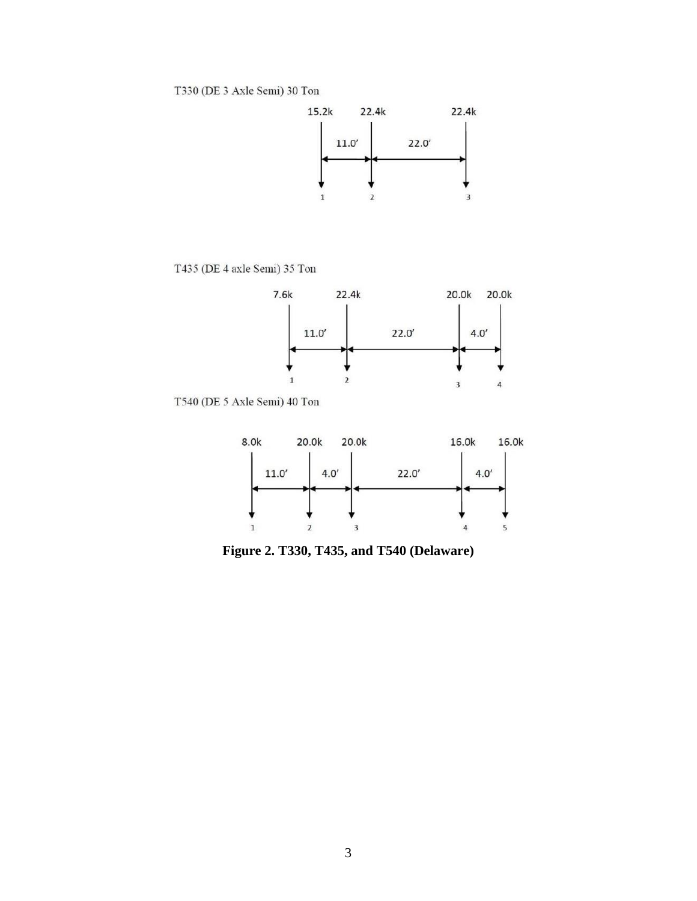T330 (DE 3 Axle Semi) 30 Ton

| Axle | 1 | 2 | 3 |
|---|---|---|---|
| Load | 15.2k | 22.4k | 22.4k |
| Spacing | 11.0′ | 22.0′ | |

T435 (DE 4 axle Semi) 35 Ton

| Axle | 1 | 2 | 3 | 4 |
|---|---|---|---|---|
| Load | 7.6k | 22.4k | 20.0k | 20.0k |
| Spacing | 11.0′ | 22.0′ | 4.0′ | |

T540 (DE 5 Axle Semi) 40 Ton

| Axle | 1 | 2 | 3 | 4 | 5 |
|---|---|---|---|---|---|
| Load | 8.0k | 20.0k | 20.0k | 16.0k | 16.0k |
| Spacing | 11.0′ | 4.0′ | 22.0′ | 4.0′ | |

**Figure 2. T330, T435, and T540 (Delaware)**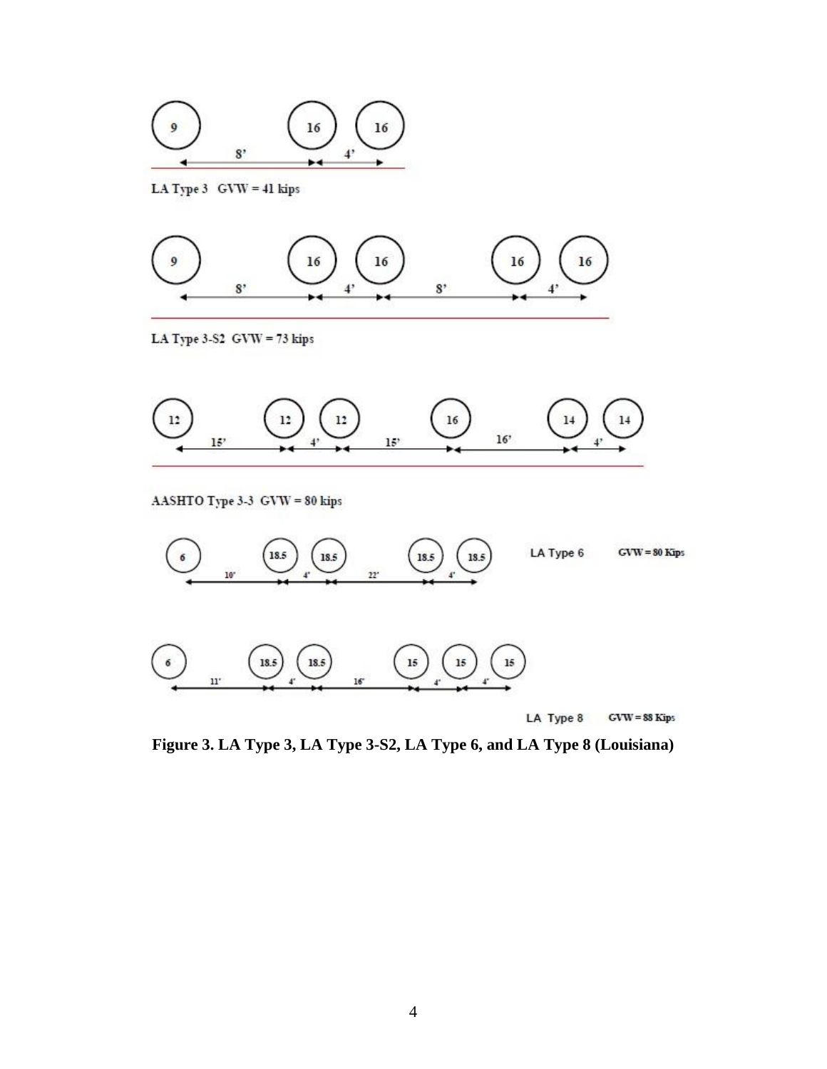9 16 16

8' 4'

LA Type 3 GVW = 41 kips

9 16 16 16 16

8' 4' 8' 4'

LA Type 3-S2 GVW = 73 kips

12 12 12 16 14 14

15' 4' 15' 16' 4'

AASHTO Type 3-3 GVW = 80 kips

6 18.5 18.5 18.5 18.5

10' 4' 22' 4'

LA Type 6 GVW = 80 Kips

6 18.5 18.5 15 15 15

11' 4' 16' 4' 4'

LA Type 8 GVW = 88 Kips

**Figure 3. LA Type 3, LA Type 3-S2, LA Type 6, and LA Type 8 (Louisiana)**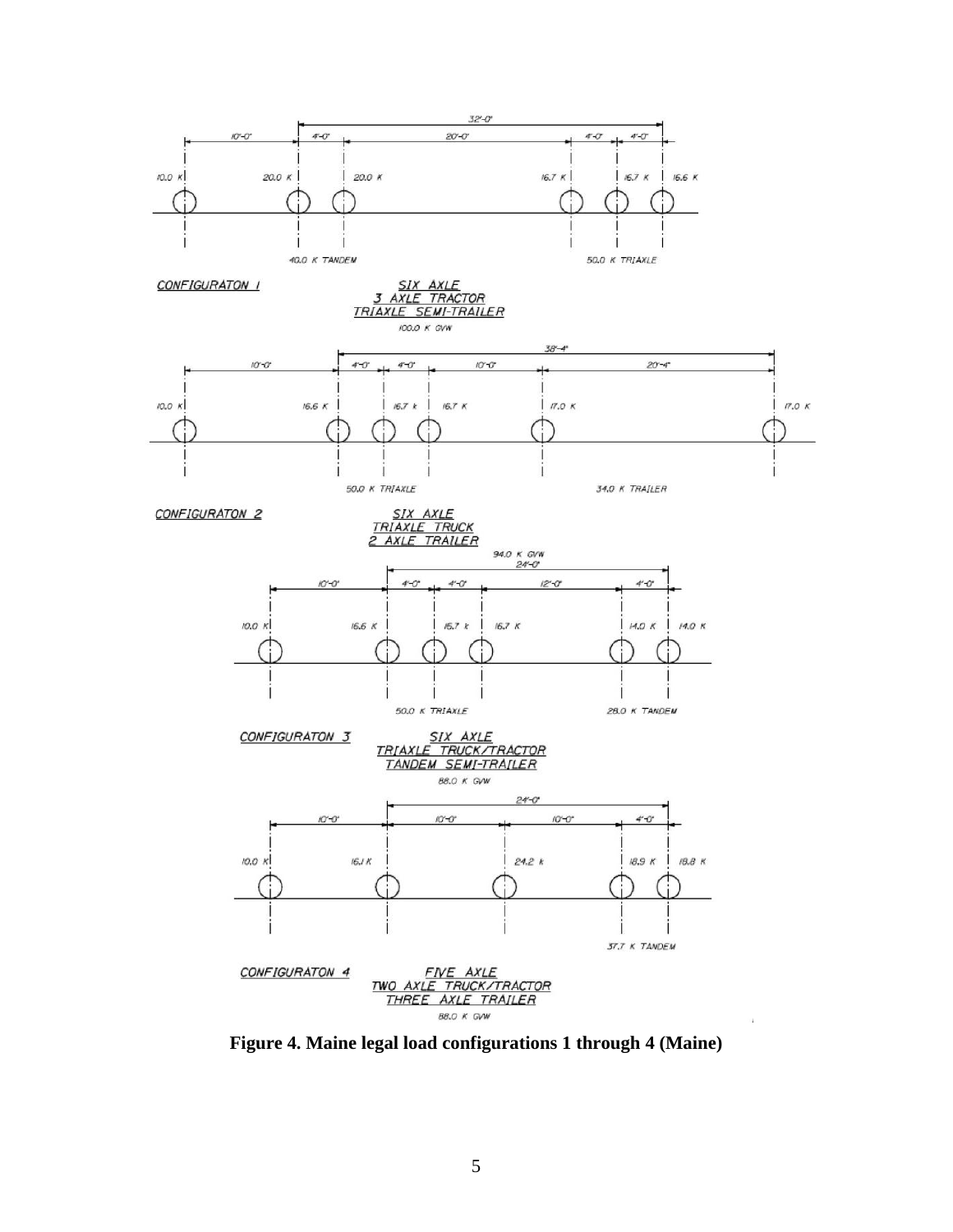**Figure 4. Maine legal load configurations 1 through 4 (Maine)**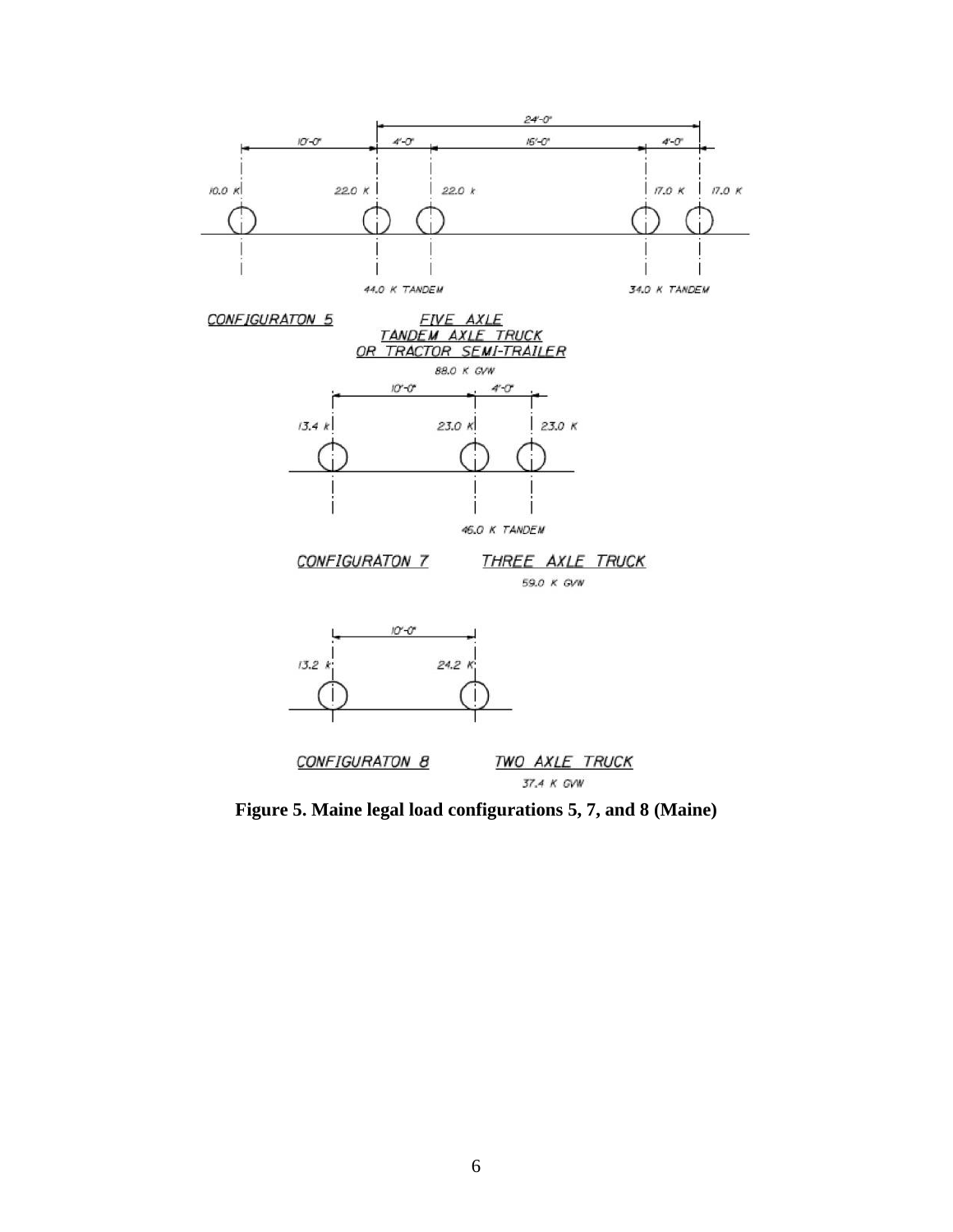CONFIGURATON 5 — FIVE AXLE TANDEM AXLE TRUCK OR TRACTOR SEMI-TRAILER, 88.0 K GVW

- Axle loads: 10.0 K, 22.0 K, 22.0 k, 17.0 K, 17.0 K
- Axle spacings: 10'-0", 4'-0", 16'-0", 4'-0" (24'-0" from the first 22.0 K axle to the last 17.0 K axle)
- 44.0 K TANDEM, 34.0 K TANDEM

CONFIGURATON 7 — THREE AXLE TRUCK, 59.0 K GVW

- Axle loads: 13.4 k, 23.0 K, 23.0 K
- Axle spacings: 10'-0", 4'-0"
- 46.0 K TANDEM

CONFIGURATON 8 — TWO AXLE TRUCK, 37.4 K GVW

- Axle loads: 13.2 k, 24.2 K
- Axle spacing: 10'-0"

**Figure 5. Maine legal load configurations 5, 7, and 8 (Maine)**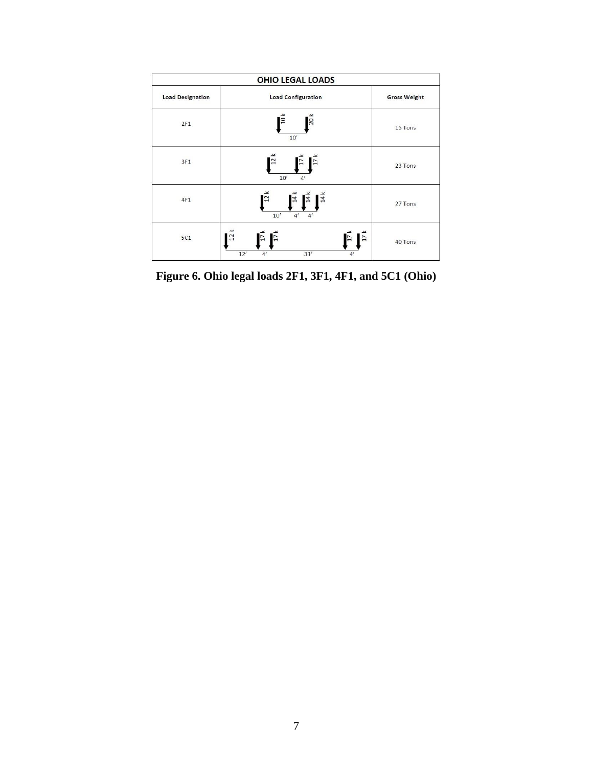| OHIO LEGAL LOADS | | |
|---|---|---|
| Load Designation | Load Configuration | Gross Weight |
| 2F1 | 10 k, 20 k; spacing 10′ | 15 Tons |
| 3F1 | 12 k, 17 k, 17 k; spacing 10′, 4′ | 23 Tons |
| 4F1 | 12 k, 14 k, 14 k, 14 k; spacing 10′, 4′, 4′ | 27 Tons |
| 5C1 | 12 k, 17 k, 17 k, 17 k, 17 k; spacing 12′, 4′, 31′, 4′ | 40 Tons |

**Figure 6. Ohio legal loads 2F1, 3F1, 4F1, and 5C1 (Ohio)**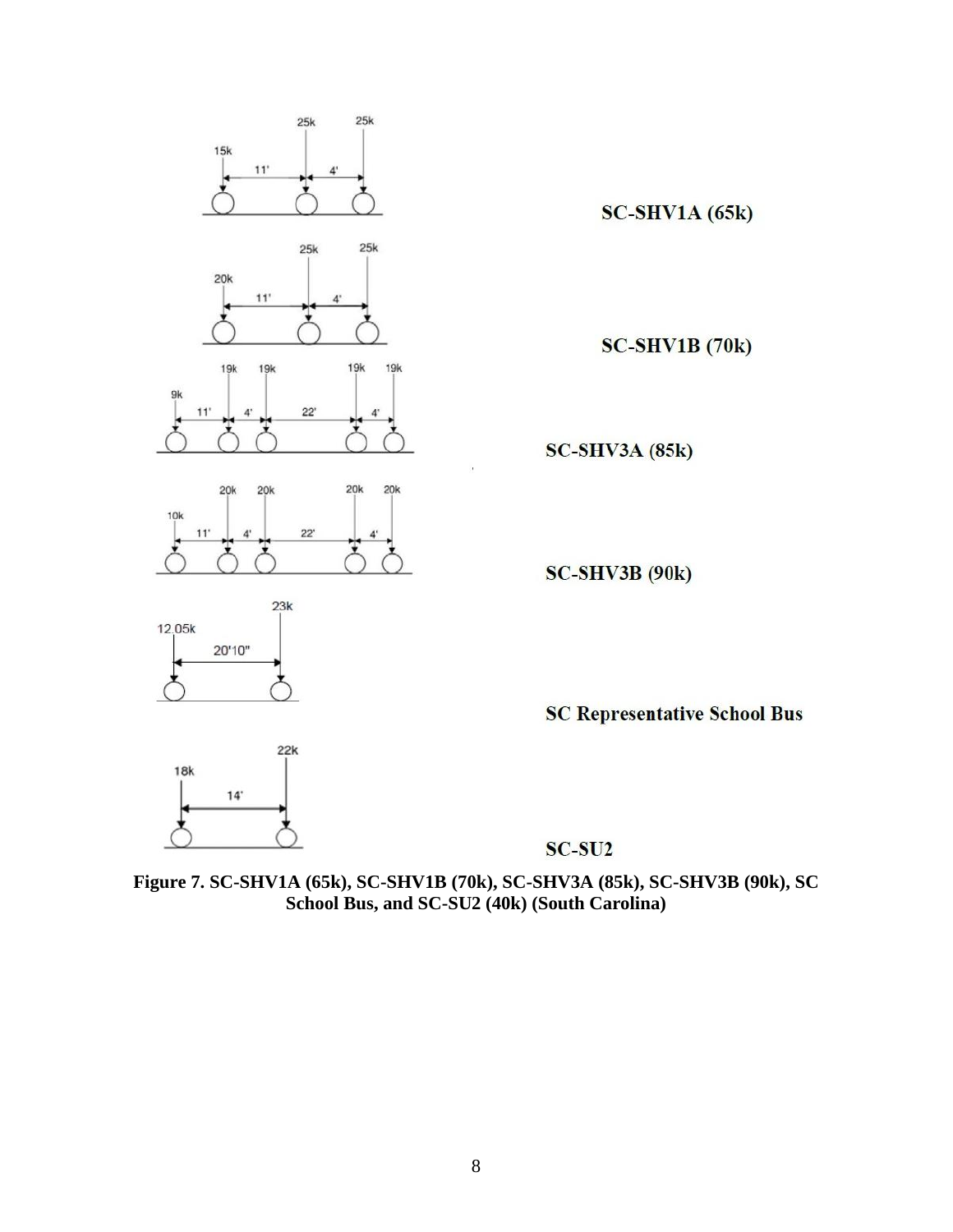SC-SHV1A (65k)

SC-SHV1B (70k)

SC-SHV3A (85k)

SC-SHV3B (90k)

SC Representative School Bus

SC-SU2

**Figure 7. SC-SHV1A (65k), SC-SHV1B (70k), SC-SHV3A (85k), SC-SHV3B (90k), SC School Bus, and SC-SU2 (40k) (South Carolina)**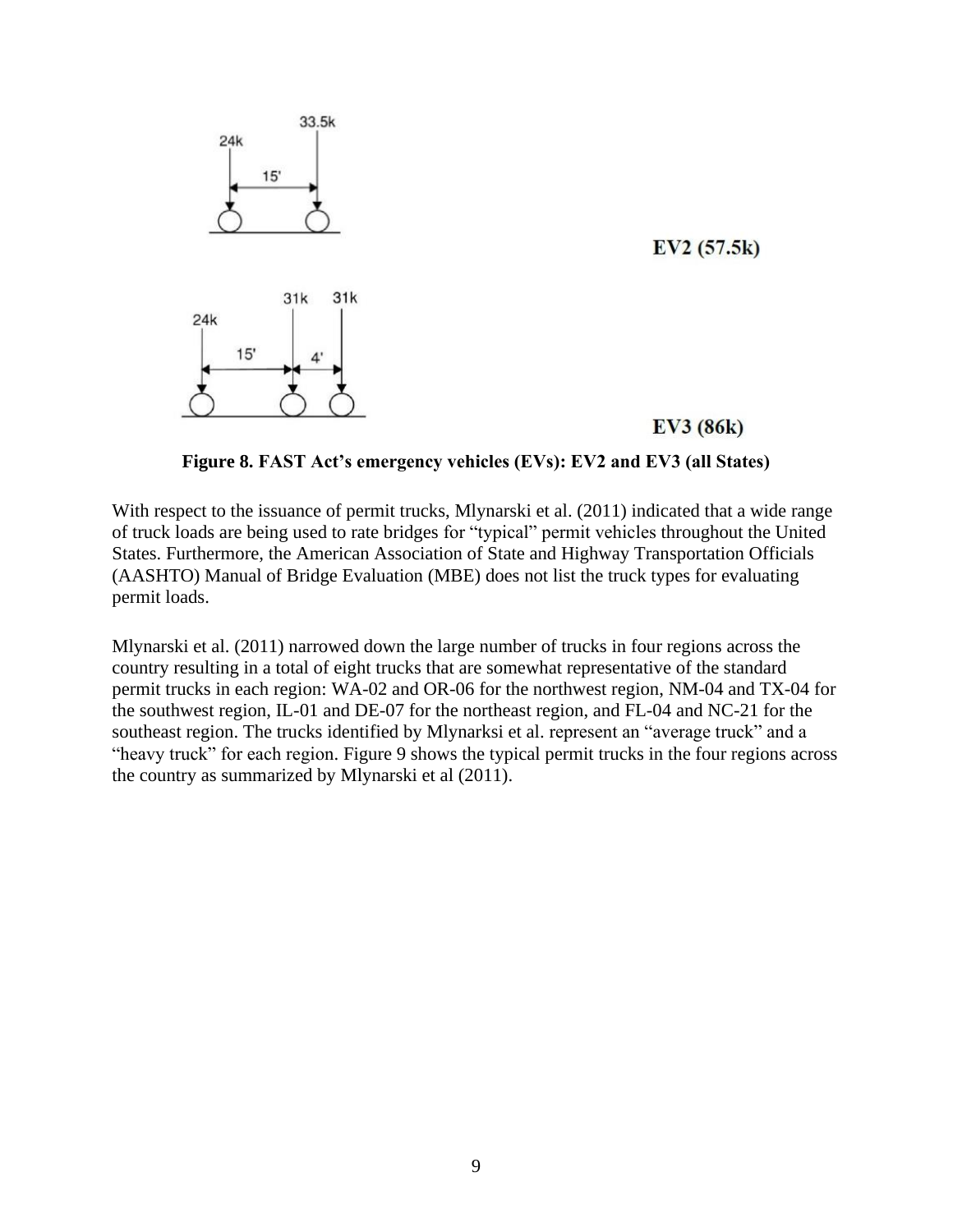EV2 (57.5k)

EV3 (86k)

**Figure 8. FAST Act's emergency vehicles (EVs): EV2 and EV3 (all States)**

With respect to the issuance of permit trucks, Mlynarski et al. (2011) indicated that a wide range of truck loads are being used to rate bridges for "typical" permit vehicles throughout the United States. Furthermore, the American Association of State and Highway Transportation Officials (AASHTO) Manual of Bridge Evaluation (MBE) does not list the truck types for evaluating permit loads.

Mlynarski et al. (2011) narrowed down the large number of trucks in four regions across the country resulting in a total of eight trucks that are somewhat representative of the standard permit trucks in each region: WA-02 and OR-06 for the northwest region, NM-04 and TX-04 for the southwest region, IL-01 and DE-07 for the northeast region, and FL-04 and NC-21 for the southeast region. The trucks identified by Mlynarksi et al. represent an "average truck" and a "heavy truck" for each region. Figure 9 shows the typical permit trucks in the four regions across the country as summarized by Mlynarski et al (2011).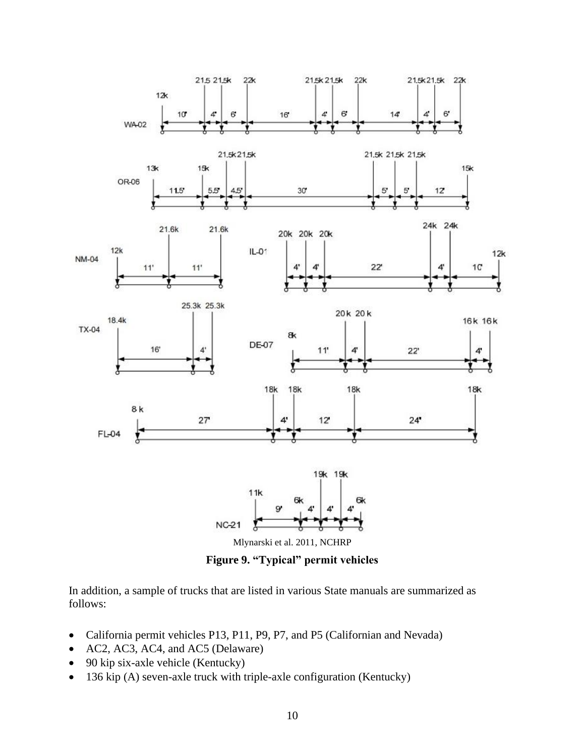Mlynarski et al. 2011, NCHRP

**Figure 9. “Typical” permit vehicles**

In addition, a sample of trucks that are listed in various State manuals are summarized as follows:

- California permit vehicles P13, P11, P9, P7, and P5 (Californian and Nevada)
- AC2, AC3, AC4, and AC5 (Delaware)
- 90 kip six-axle vehicle (Kentucky)
- 136 kip (A) seven-axle truck with triple-axle configuration (Kentucky)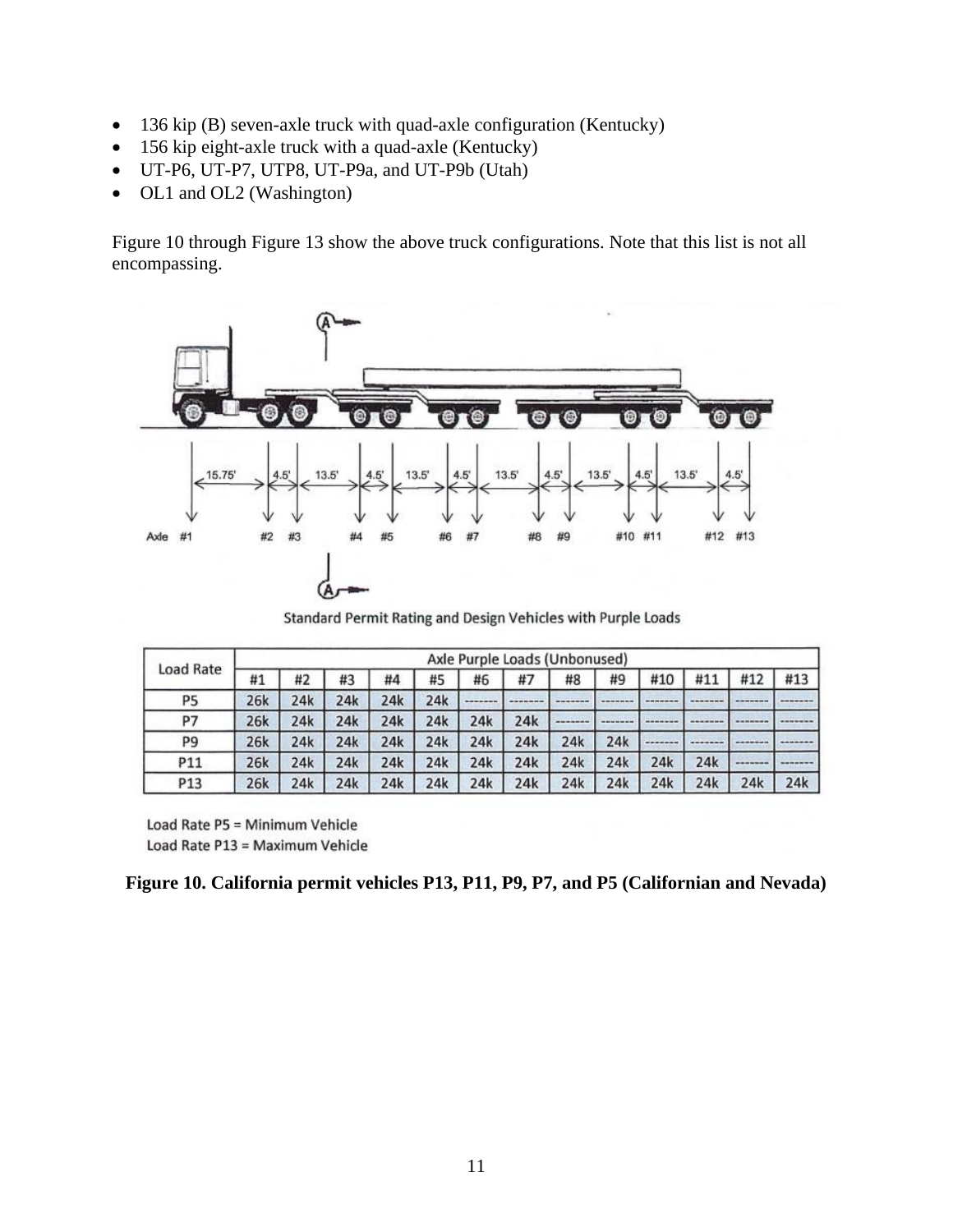- 136 kip (B) seven-axle truck with quad-axle configuration (Kentucky)
- 156 kip eight-axle truck with a quad-axle (Kentucky)
- UT-P6, UT-P7, UTP8, UT-P9a, and UT-P9b (Utah)
- OL1 and OL2 (Washington)

Figure 10 through Figure 13 show the above truck configurations. Note that this list is not all encompassing.

Standard Permit Rating and Design Vehicles with Purple Loads

| Load Rate | Axle Purple Loads (Unbonused) | | | | | | | | | | | | |
|---|---|---|---|---|---|---|---|---|---|---|---|---|---|
| | #1 | #2 | #3 | #4 | #5 | #6 | #7 | #8 | #9 | #10 | #11 | #12 | #13 |
| P5 | 26k | 24k | 24k | 24k | 24k | ------- | ------- | ------- | ------- | ------- | ------- | ------- | ------- |
| P7 | 26k | 24k | 24k | 24k | 24k | 24k | 24k | ------- | ------- | ------- | ------- | ------- | ------- |
| P9 | 26k | 24k | 24k | 24k | 24k | 24k | 24k | 24k | 24k | ------- | ------- | ------- | ------- |
| P11 | 26k | 24k | 24k | 24k | 24k | 24k | 24k | 24k | 24k | 24k | 24k | ------- | ------- |
| P13 | 26k | 24k | 24k | 24k | 24k | 24k | 24k | 24k | 24k | 24k | 24k | 24k | 24k |

Load Rate P5 = Minimum Vehicle
Load Rate P13 = Maximum Vehicle

**Figure 10. California permit vehicles P13, P11, P9, P7, and P5 (Californian and Nevada)**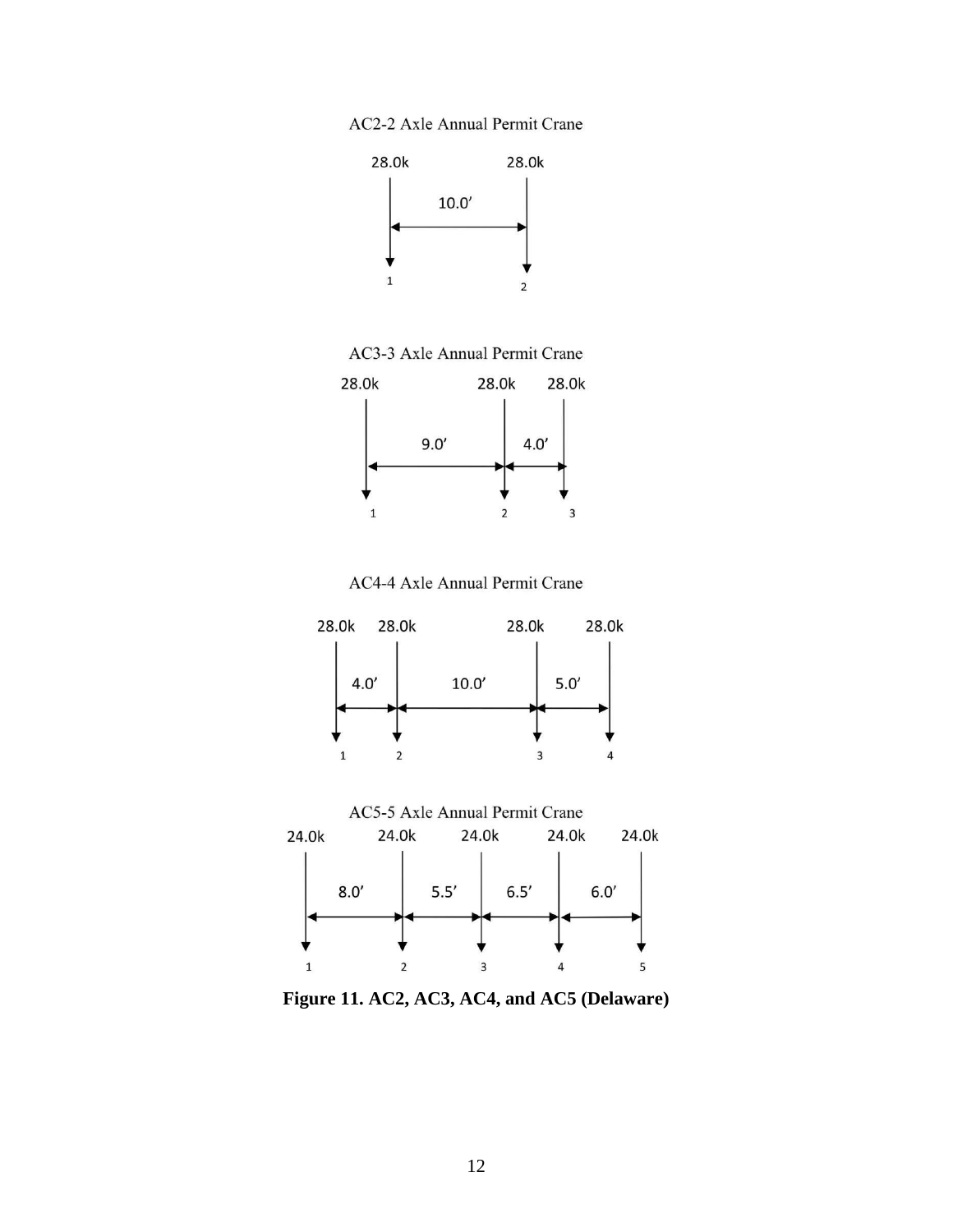AC2-2 Axle Annual Permit Crane

28.0k 28.0k

10.0'

1 2

AC3-3 Axle Annual Permit Crane

28.0k 28.0k 28.0k

9.0' 4.0'

1 2 3

AC4-4 Axle Annual Permit Crane

28.0k 28.0k 28.0k 28.0k

4.0' 10.0' 5.0'

1 2 3 4

AC5-5 Axle Annual Permit Crane

24.0k 24.0k 24.0k 24.0k 24.0k

8.0' 5.5' 6.5' 6.0'

1 2 3 4 5

**Figure 11. AC2, AC3, AC4, and AC5 (Delaware)**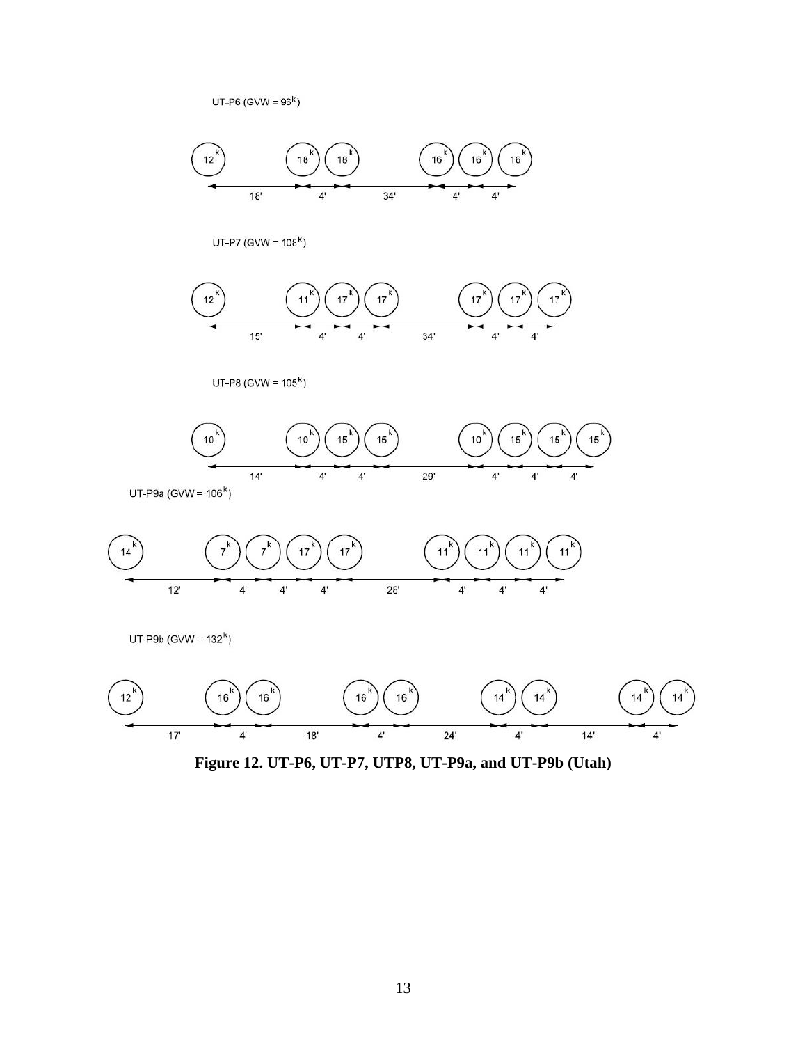UT-P6 (GVW = $96^k$)

| Axle | 1 | 2 | 3 | 4 | 5 | 6 |
|---|---|---|---|---|---|---|
| Load (k) | 12 | 18 | 18 | 16 | 16 | 16 |
| Spacing to next axle | 18' | 4' | 34' | 4' | 4' | |

UT-P7 (GVW = $108^k$)

| Axle | 1 | 2 | 3 | 4 | 5 | 6 | 7 |
|---|---|---|---|---|---|---|---|
| Load (k) | 12 | 11 | 17 | 17 | 17 | 17 | 17 |
| Spacing to next axle | 15' | 4' | 4' | 34' | 4' | 4' | |

UT-P8 (GVW = $105^k$)

| Axle | 1 | 2 | 3 | 4 | 5 | 6 | 7 | 8 |
|---|---|---|---|---|---|---|---|---|
| Load (k) | 10 | 10 | 15 | 15 | 10 | 15 | 15 | 15 |
| Spacing to next axle | 14' | 4' | 4' | 29' | 4' | 4' | 4' | |

UT-P9a (GVW = $106^k$)

| Axle | 1 | 2 | 3 | 4 | 5 | 6 | 7 | 8 | 9 |
|---|---|---|---|---|---|---|---|---|---|
| Load (k) | 14 | 7 | 7 | 17 | 17 | 11 | 11 | 11 | 11 |
| Spacing to next axle | 12' | 4' | 4' | 4' | 28' | 4' | 4' | 4' | |

UT-P9b (GVW = $132^k$)

| Axle | 1 | 2 | 3 | 4 | 5 | 6 | 7 | 8 | 9 |
|---|---|---|---|---|---|---|---|---|---|
| Load (k) | 12 | 16 | 16 | 16 | 16 | 14 | 14 | 14 | 14 |
| Spacing to next axle | 17' | 4' | 18' | 4' | 24' | 4' | 14' | 4' | |

**Figure 12. UT-P6, UT-P7, UTP8, UT-P9a, and UT-P9b (Utah)**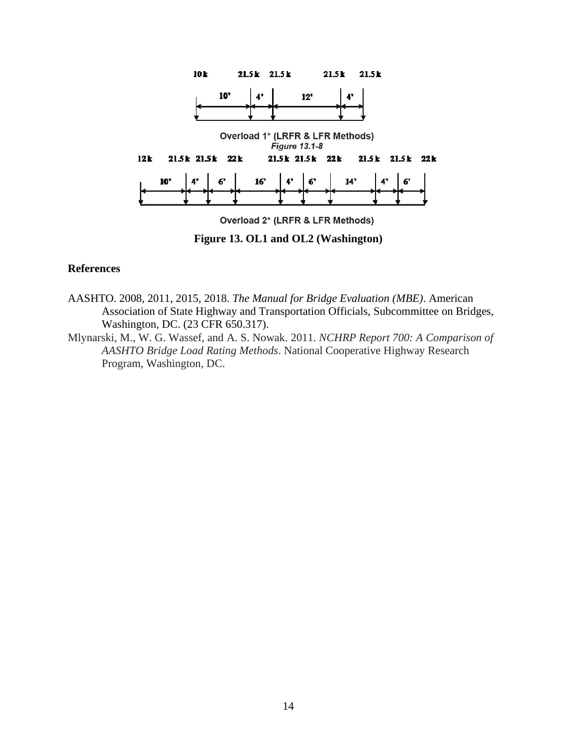10 k 21.5 k 21.5 k 21.5 k 21.5 k

10' 4' 12' 4'

Overload 1* (LRFR & LFR Methods)

*Figure 13.1-8*

12 k 21.5 k 21.5 k 22 k 21.5 k 21.5 k 22 k 21.5 k 21.5 k 22 k

10' 4' 6' 16' 4' 6' 14' 4' 6'

Overload 2* (LRFR & LFR Methods)

**Figure 13. OL1 and OL2 (Washington)**

## References

AASHTO. 2008, 2011, 2015, 2018. *The Manual for Bridge Evaluation (MBE)*. American Association of State Highway and Transportation Officials, Subcommittee on Bridges, Washington, DC. (23 CFR 650.317).

Mlynarski, M., W. G. Wassef, and A. S. Nowak. 2011. *NCHRP Report 700: A Comparison of AASHTO Bridge Load Rating Methods*. National Cooperative Highway Research Program, Washington, DC.